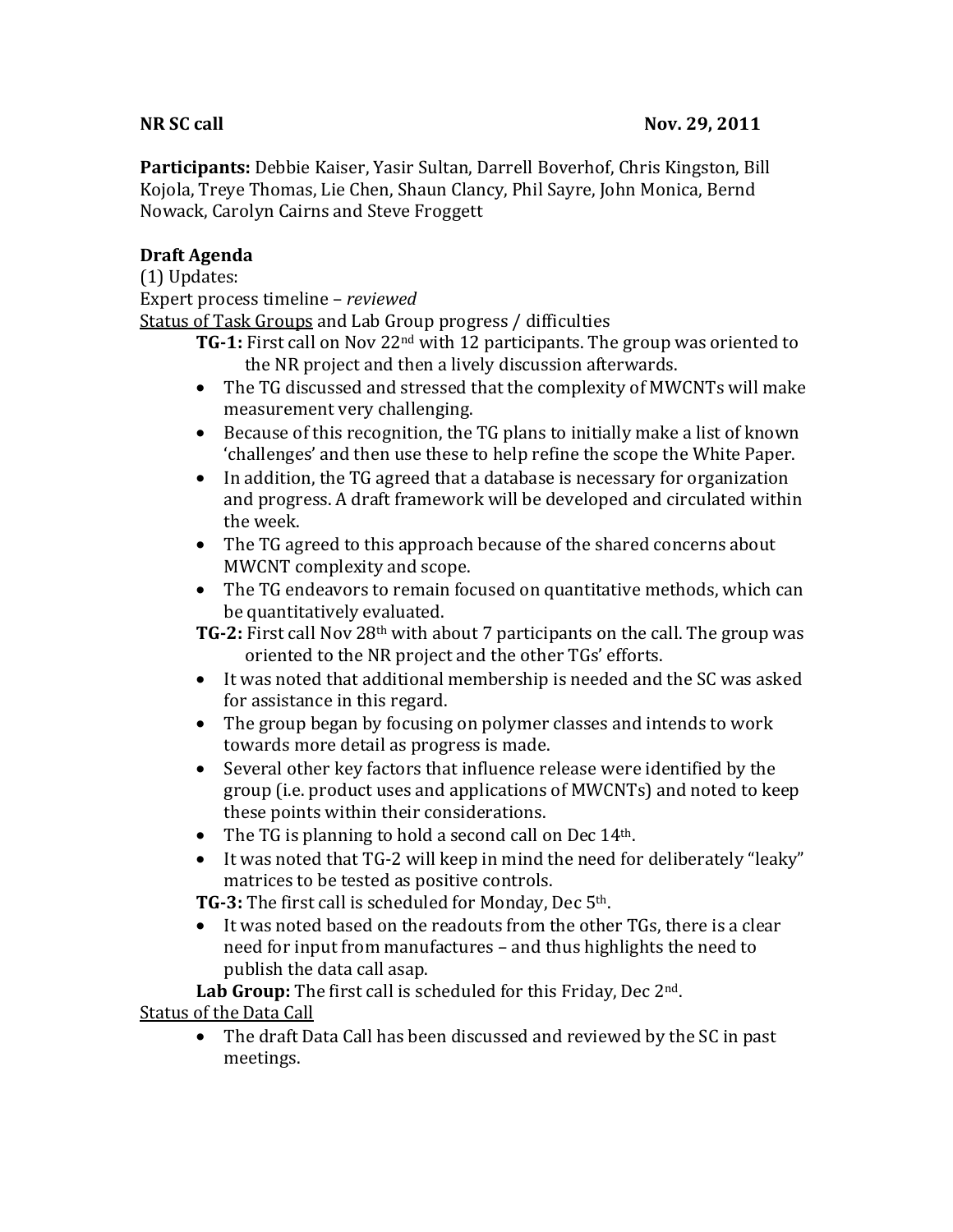**NR SC call** **Nov. 29, 2011**

**Participants:** Debbie Kaiser, Yasir Sultan, Darrell Boverhof, Chris Kingston, Bill Kojola, Treye Thomas, Lie Chen, Shaun Clancy, Phil Sayre, John Monica, Bernd Nowack, Carolyn Cairns and Steve Froggett

**Draft Agenda**

(1) Updates:

Expert process timeline – *reviewed*

Status of Task Groups and Lab Group progress / difficulties

**TG-1:** First call on Nov 22nd with 12 participants. The group was oriented to the NR project and then a lively discussion afterwards.

- The TG discussed and stressed that the complexity of MWCNTs will make measurement very challenging.
- Because of this recognition, the TG plans to initially make a list of known 'challenges' and then use these to help refine the scope the White Paper.
- In addition, the TG agreed that a database is necessary for organization and progress. A draft framework will be developed and circulated within the week.
- The TG agreed to this approach because of the shared concerns about MWCNT complexity and scope.
- The TG endeavors to remain focused on quantitative methods, which can be quantitatively evaluated.

**TG-2:** First call Nov 28th with about 7 participants on the call. The group was oriented to the NR project and the other TGs' efforts.

- It was noted that additional membership is needed and the SC was asked for assistance in this regard.
- The group began by focusing on polymer classes and intends to work towards more detail as progress is made.
- Several other key factors that influence release were identified by the group (i.e. product uses and applications of MWCNTs) and noted to keep these points within their considerations.
- The TG is planning to hold a second call on Dec 14th.
- It was noted that TG-2 will keep in mind the need for deliberately "leaky" matrices to be tested as positive controls.

**TG-3:** The first call is scheduled for Monday, Dec 5th.

- It was noted based on the readouts from the other TGs, there is a clear need for input from manufactures – and thus highlights the need to publish the data call asap.

**Lab Group:** The first call is scheduled for this Friday, Dec 2nd.

Status of the Data Call

- The draft Data Call has been discussed and reviewed by the SC in past meetings.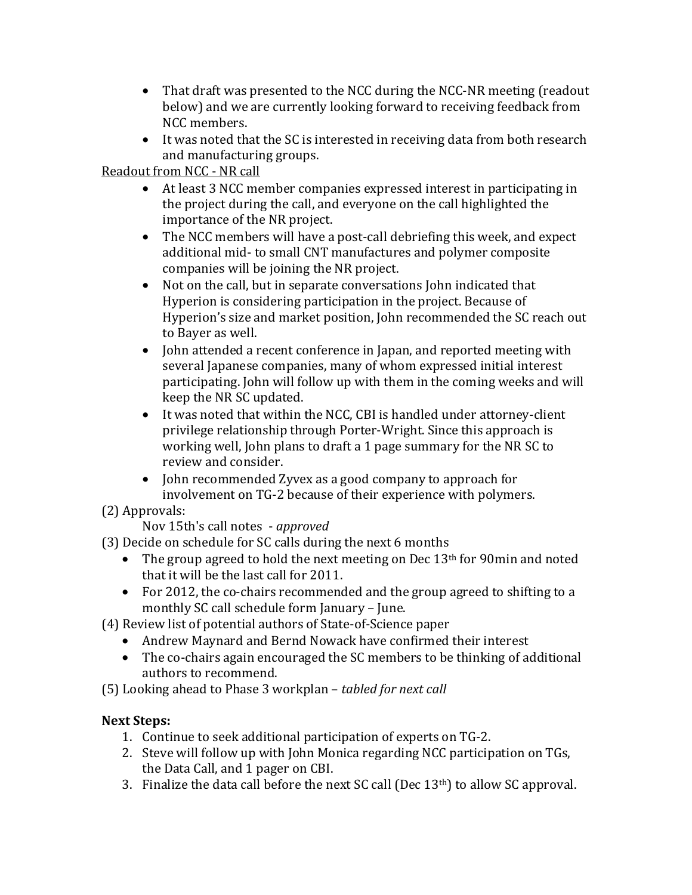- That draft was presented to the NCC during the NCC-NR meeting (readout below) and we are currently looking forward to receiving feedback from NCC members.
- It was noted that the SC is interested in receiving data from both research and manufacturing groups.

<u>Readout from NCC - NR call</u>

- At least 3 NCC member companies expressed interest in participating in the project during the call, and everyone on the call highlighted the importance of the NR project.
- The NCC members will have a post-call debriefing this week, and expect additional mid- to small CNT manufactures and polymer composite companies will be joining the NR project.
- Not on the call, but in separate conversations John indicated that Hyperion is considering participation in the project. Because of Hyperion's size and market position, John recommended the SC reach out to Bayer as well.
- John attended a recent conference in Japan, and reported meeting with several Japanese companies, many of whom expressed initial interest participating. John will follow up with them in the coming weeks and will keep the NR SC updated.
- It was noted that within the NCC, CBI is handled under attorney-client privilege relationship through Porter-Wright. Since this approach is working well, John plans to draft a 1 page summary for the NR SC to review and consider.
- John recommended Zyvex as a good company to approach for involvement on TG-2 because of their experience with polymers.

(2) Approvals:

Nov 15th's call notes - *approved*

(3) Decide on schedule for SC calls during the next 6 months

- The group agreed to hold the next meeting on Dec 13th for 90min and noted that it will be the last call for 2011.
- For 2012, the co-chairs recommended and the group agreed to shifting to a monthly SC call schedule form January – June.

(4) Review list of potential authors of State-of-Science paper

- Andrew Maynard and Bernd Nowack have confirmed their interest
- The co-chairs again encouraged the SC members to be thinking of additional authors to recommend.

(5) Looking ahead to Phase 3 workplan – *tabled for next call*

**Next Steps:**

1. Continue to seek additional participation of experts on TG-2.
2. Steve will follow up with John Monica regarding NCC participation on TGs, the Data Call, and 1 pager on CBI.
3. Finalize the data call before the next SC call (Dec 13th) to allow SC approval.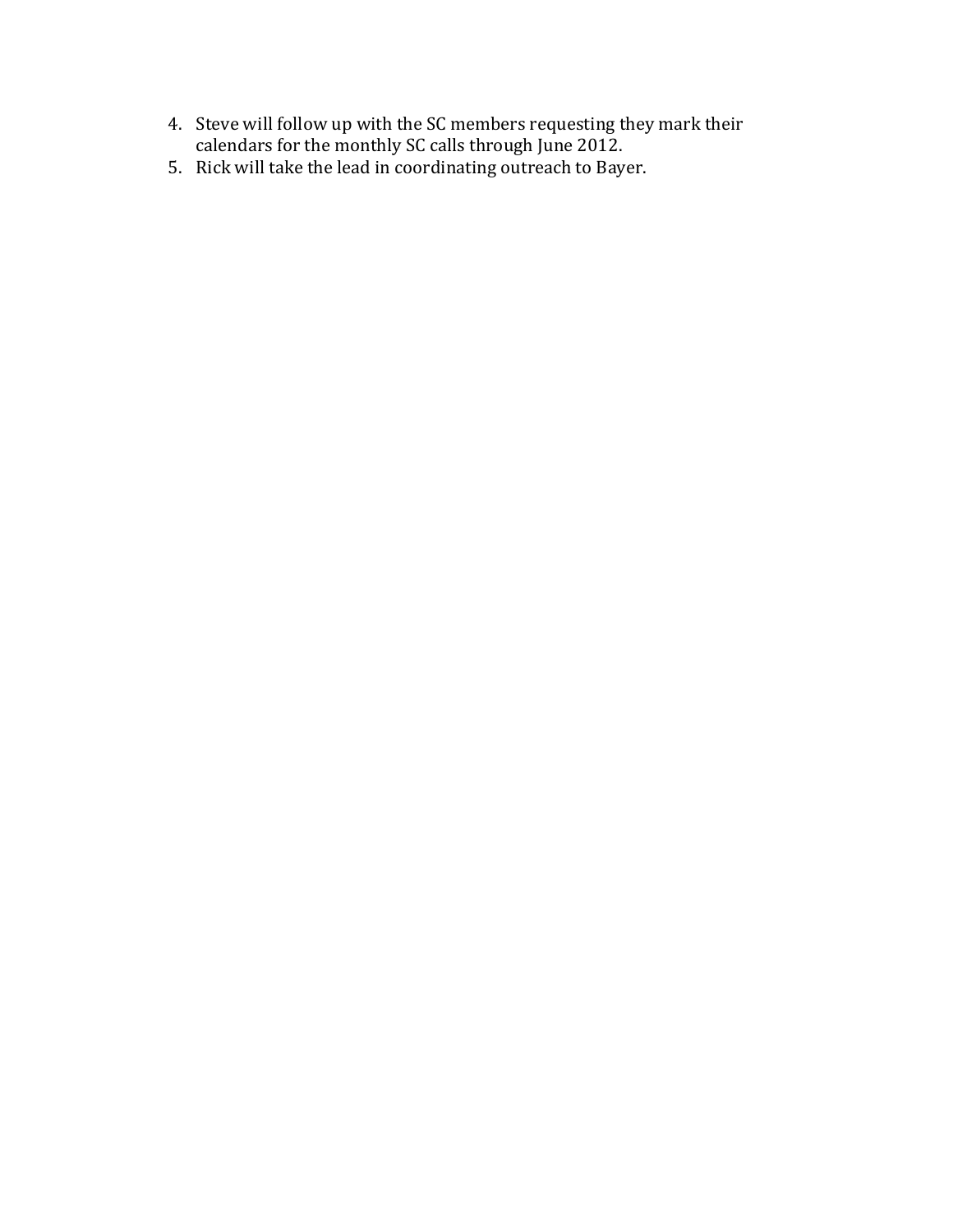4. Steve will follow up with the SC members requesting they mark their calendars for the monthly SC calls through June 2012.
5. Rick will take the lead in coordinating outreach to Bayer.